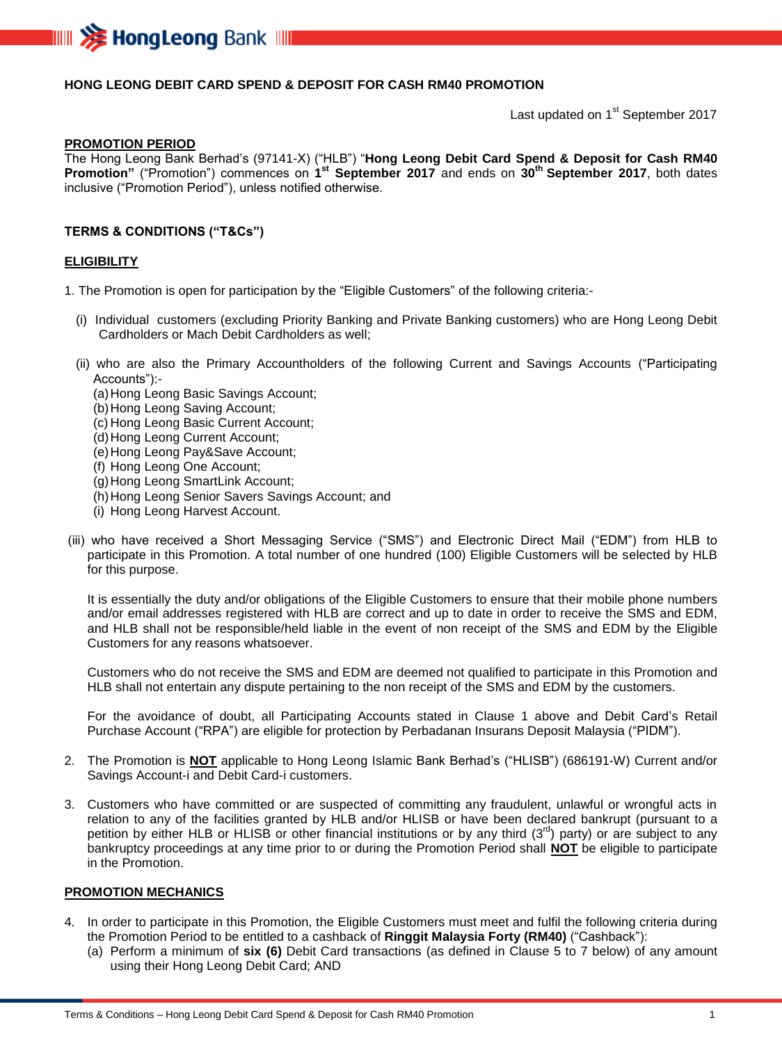**HONG LEONG DEBIT CARD SPEND & DEPOSIT FOR CASH RM40 PROMOTION**

Last updated on 1st September 2017

**PROMOTION PERIOD**

The Hong Leong Bank Berhad's (97141-X) ("HLB") "**Hong Leong Debit Card Spend & Deposit for Cash RM40 Promotion"** ("Promotion") commences on **1st September 2017** and ends on **30th September 2017**, both dates inclusive ("Promotion Period"), unless notified otherwise.

**TERMS & CONDITIONS ("T&Cs")**

**ELIGIBILITY**

1. The Promotion is open for participation by the "Eligible Customers" of the following criteria:-

   (i) Individual customers (excluding Priority Banking and Private Banking customers) who are Hong Leong Debit Cardholders or Mach Debit Cardholders as well;

   (ii) who are also the Primary Accountholders of the following Current and Savings Accounts ("Participating Accounts"):-
   - (a) Hong Leong Basic Savings Account;
   - (b) Hong Leong Saving Account;
   - (c) Hong Leong Basic Current Account;
   - (d) Hong Leong Current Account;
   - (e) Hong Leong Pay&Save Account;
   - (f) Hong Leong One Account;
   - (g) Hong Leong SmartLink Account;
   - (h) Hong Leong Senior Savers Savings Account; and
   - (i) Hong Leong Harvest Account.

   (iii) who have received a Short Messaging Service ("SMS") and Electronic Direct Mail ("EDM") from HLB to participate in this Promotion. A total number of one hundred (100) Eligible Customers will be selected by HLB for this purpose.

   It is essentially the duty and/or obligations of the Eligible Customers to ensure that their mobile phone numbers and/or email addresses registered with HLB are correct and up to date in order to receive the SMS and EDM, and HLB shall not be responsible/held liable in the event of non receipt of the SMS and EDM by the Eligible Customers for any reasons whatsoever.

   Customers who do not receive the SMS and EDM are deemed not qualified to participate in this Promotion and HLB shall not entertain any dispute pertaining to the non receipt of the SMS and EDM by the customers.

   For the avoidance of doubt, all Participating Accounts stated in Clause 1 above and Debit Card's Retail Purchase Account ("RPA") are eligible for protection by Perbadanan Insurans Deposit Malaysia ("PIDM").

2. The Promotion is **NOT** applicable to Hong Leong Islamic Bank Berhad's ("HLISB") (686191-W) Current and/or Savings Account-i and Debit Card-i customers.

3. Customers who have committed or are suspected of committing any fraudulent, unlawful or wrongful acts in relation to any of the facilities granted by HLB and/or HLISB or have been declared bankrupt (pursuant to a petition by either HLB or HLISB or other financial institutions or by any third (3rd) party) or are subject to any bankruptcy proceedings at any time prior to or during the Promotion Period shall **NOT** be eligible to participate in the Promotion.

**PROMOTION MECHANICS**

4. In order to participate in this Promotion, the Eligible Customers must meet and fulfil the following criteria during the Promotion Period to be entitled to a cashback of **Ringgit Malaysia Forty (RM40)** ("Cashback"):
   - (a) Perform a minimum of **six (6)** Debit Card transactions (as defined in Clause 5 to 7 below) of any amount using their Hong Leong Debit Card; AND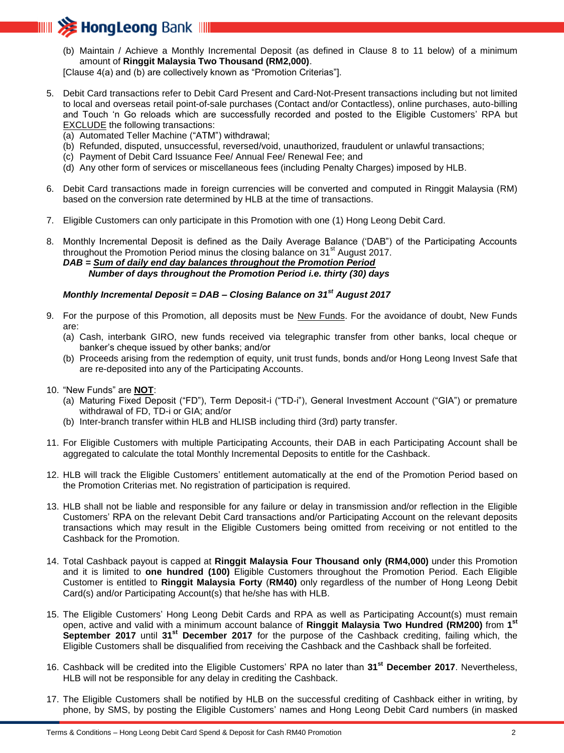(b) Maintain / Achieve a Monthly Incremental Deposit (as defined in Clause 8 to 11 below) of a minimum amount of **Ringgit Malaysia Two Thousand (RM2,000)**.

[Clause 4(a) and (b) are collectively known as "Promotion Criterias"].

5. Debit Card transactions refer to Debit Card Present and Card-Not-Present transactions including but not limited to local and overseas retail point-of-sale purchases (Contact and/or Contactless), online purchases, auto-billing and Touch 'n Go reloads which are successfully recorded and posted to the Eligible Customers' RPA but <u>EXCLUDE</u> the following transactions:
   (a) Automated Teller Machine ("ATM") withdrawal;
   (b) Refunded, disputed, unsuccessful, reversed/void, unauthorized, fraudulent or unlawful transactions;
   (c) Payment of Debit Card Issuance Fee/ Annual Fee/ Renewal Fee; and
   (d) Any other form of services or miscellaneous fees (including Penalty Charges) imposed by HLB.

6. Debit Card transactions made in foreign currencies will be converted and computed in Ringgit Malaysia (RM) based on the conversion rate determined by HLB at the time of transactions.

7. Eligible Customers can only participate in this Promotion with one (1) Hong Leong Debit Card.

8. Monthly Incremental Deposit is defined as the Daily Average Balance ('DAB") of the Participating Accounts throughout the Promotion Period minus the closing balance on 31st August 2017.

   $$DAB = \frac{\text{Sum of daily end day balances throughout the Promotion Period}}{\text{Number of days throughout the Promotion Period i.e. thirty (30) days}}$$

   ***Monthly Incremental Deposit = DAB – Closing Balance on 31st August 2017***

9. For the purpose of this Promotion, all deposits must be <u>New Funds</u>. For the avoidance of doubt, New Funds are:
   (a) Cash, interbank GIRO, new funds received via telegraphic transfer from other banks, local cheque or banker's cheque issued by other banks; and/or
   (b) Proceeds arising from the redemption of equity, unit trust funds, bonds and/or Hong Leong Invest Safe that are re-deposited into any of the Participating Accounts.

10. "New Funds" are **<u>NOT</u>**:
    (a) Maturing Fixed Deposit ("FD"), Term Deposit-i ("TD-i"), General Investment Account ("GIA") or premature withdrawal of FD, TD-i or GIA; and/or
    (b) Inter-branch transfer within HLB and HLISB including third (3rd) party transfer.

11. For Eligible Customers with multiple Participating Accounts, their DAB in each Participating Account shall be aggregated to calculate the total Monthly Incremental Deposits to entitle for the Cashback.

12. HLB will track the Eligible Customers' entitlement automatically at the end of the Promotion Period based on the Promotion Criterias met. No registration of participation is required.

13. HLB shall not be liable and responsible for any failure or delay in transmission and/or reflection in the Eligible Customers' RPA on the relevant Debit Card transactions and/or Participating Account on the relevant deposits transactions which may result in the Eligible Customers being omitted from receiving or not entitled to the Cashback for the Promotion.

14. Total Cashback payout is capped at **Ringgit Malaysia Four Thousand only (RM4,000)** under this Promotion and it is limited to **one hundred (100)** Eligible Customers throughout the Promotion Period. Each Eligible Customer is entitled to **Ringgit Malaysia Forty** (**RM40)** only regardless of the number of Hong Leong Debit Card(s) and/or Participating Account(s) that he/she has with HLB.

15. The Eligible Customers' Hong Leong Debit Cards and RPA as well as Participating Account(s) must remain open, active and valid with a minimum account balance of **Ringgit Malaysia Two Hundred (RM200)** from **1st September 2017** until **31st December 2017** for the purpose of the Cashback crediting, failing which, the Eligible Customers shall be disqualified from receiving the Cashback and the Cashback shall be forfeited.

16. Cashback will be credited into the Eligible Customers' RPA no later than **31st December 2017**. Nevertheless, HLB will not be responsible for any delay in crediting the Cashback.

17. The Eligible Customers shall be notified by HLB on the successful crediting of Cashback either in writing, by phone, by SMS, by posting the Eligible Customers' names and Hong Leong Debit Card numbers (in masked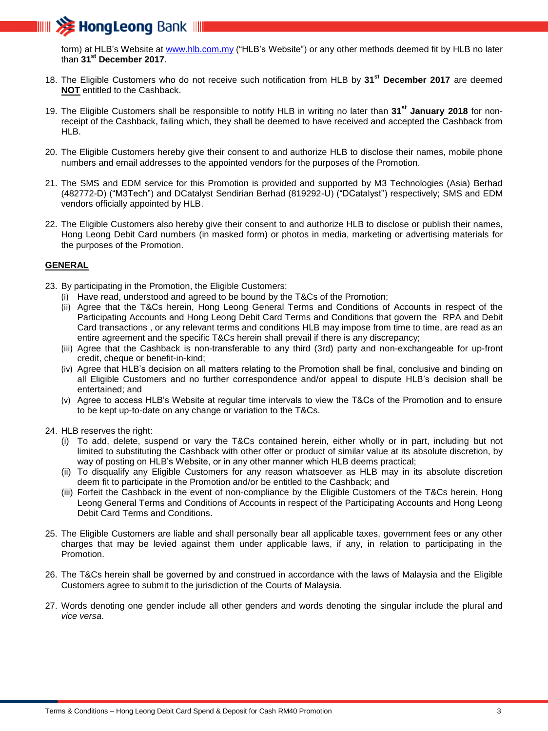form) at HLB's Website at www.hlb.com.my ("HLB's Website") or any other methods deemed fit by HLB no later than **31st December 2017**.

18. The Eligible Customers who do not receive such notification from HLB by **31st December 2017** are deemed **NOT** entitled to the Cashback.

19. The Eligible Customers shall be responsible to notify HLB in writing no later than **31st January 2018** for non-receipt of the Cashback, failing which, they shall be deemed to have received and accepted the Cashback from HLB.

20. The Eligible Customers hereby give their consent to and authorize HLB to disclose their names, mobile phone numbers and email addresses to the appointed vendors for the purposes of the Promotion.

21. The SMS and EDM service for this Promotion is provided and supported by M3 Technologies (Asia) Berhad (482772-D) ("M3Tech") and DCatalyst Sendirian Berhad (819292-U) ("DCatalyst") respectively; SMS and EDM vendors officially appointed by HLB.

22. The Eligible Customers also hereby give their consent to and authorize HLB to disclose or publish their names, Hong Leong Debit Card numbers (in masked form) or photos in media, marketing or advertising materials for the purposes of the Promotion.

**GENERAL**

23. By participating in the Promotion, the Eligible Customers:
    (i) Have read, understood and agreed to be bound by the T&Cs of the Promotion;
    (ii) Agree that the T&Cs herein, Hong Leong General Terms and Conditions of Accounts in respect of the Participating Accounts and Hong Leong Debit Card Terms and Conditions that govern the RPA and Debit Card transactions , or any relevant terms and conditions HLB may impose from time to time, are read as an entire agreement and the specific T&Cs herein shall prevail if there is any discrepancy;
    (iii) Agree that the Cashback is non-transferable to any third (3rd) party and non-exchangeable for up-front credit, cheque or benefit-in-kind;
    (iv) Agree that HLB's decision on all matters relating to the Promotion shall be final, conclusive and binding on all Eligible Customers and no further correspondence and/or appeal to dispute HLB's decision shall be entertained; and
    (v) Agree to access HLB's Website at regular time intervals to view the T&Cs of the Promotion and to ensure to be kept up-to-date on any change or variation to the T&Cs.

24. HLB reserves the right:
    (i) To add, delete, suspend or vary the T&Cs contained herein, either wholly or in part, including but not limited to substituting the Cashback with other offer or product of similar value at its absolute discretion, by way of posting on HLB's Website, or in any other manner which HLB deems practical;
    (ii) To disqualify any Eligible Customers for any reason whatsoever as HLB may in its absolute discretion deem fit to participate in the Promotion and/or be entitled to the Cashback; and
    (iii) Forfeit the Cashback in the event of non-compliance by the Eligible Customers of the T&Cs herein, Hong Leong General Terms and Conditions of Accounts in respect of the Participating Accounts and Hong Leong Debit Card Terms and Conditions.

25. The Eligible Customers are liable and shall personally bear all applicable taxes, government fees or any other charges that may be levied against them under applicable laws, if any, in relation to participating in the Promotion.

26. The T&Cs herein shall be governed by and construed in accordance with the laws of Malaysia and the Eligible Customers agree to submit to the jurisdiction of the Courts of Malaysia.

27. Words denoting one gender include all other genders and words denoting the singular include the plural and *vice versa*.